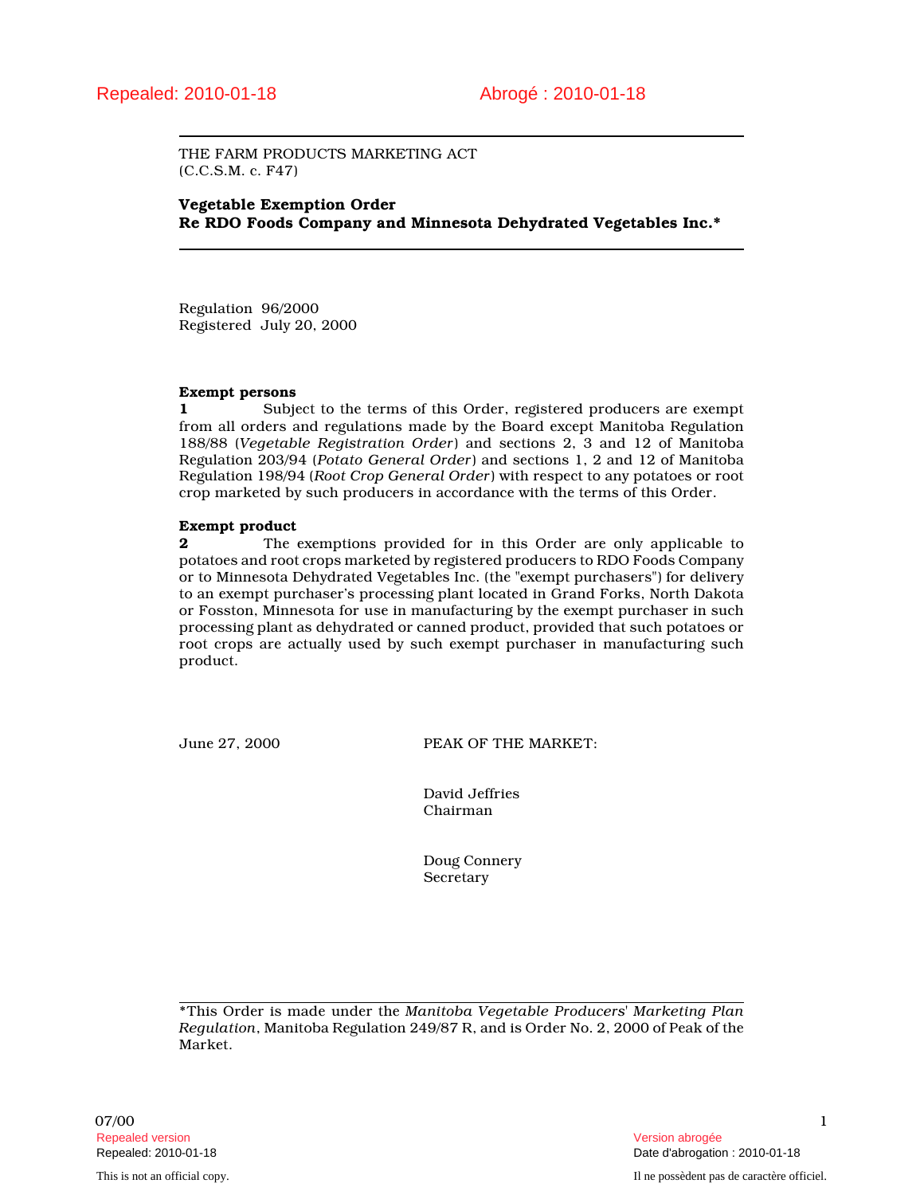Repealed: 2010-01-18 Abrogé : 2010-01-18

THE FARM PRODUCTS MARKETING ACT
(C.C.S.M. c. F47)

**Vegetable Exemption Order**
**Re RDO Foods Company and Minnesota Dehydrated Vegetables Inc.***

Regulation 96/2000
Registered July 20, 2000

**Exempt persons**

**1** Subject to the terms of this Order, registered producers are exempt from all orders and regulations made by the Board except Manitoba Regulation 188/88 (*Vegetable Registration Order*) and sections 2, 3 and 12 of Manitoba Regulation 203/94 (*Potato General Order*) and sections 1, 2 and 12 of Manitoba Regulation 198/94 (*Root Crop General Order*) with respect to any potatoes or root crop marketed by such producers in accordance with the terms of this Order.

**Exempt product**

**2** The exemptions provided for in this Order are only applicable to potatoes and root crops marketed by registered producers to RDO Foods Company or to Minnesota Dehydrated Vegetables Inc. (the "exempt purchasers") for delivery to an exempt purchaser's processing plant located in Grand Forks, North Dakota or Fosston, Minnesota for use in manufacturing by the exempt purchaser in such processing plant as dehydrated or canned product, provided that such potatoes or root crops are actually used by such exempt purchaser in manufacturing such product.

June 27, 2000

PEAK OF THE MARKET:

David Jeffries
Chairman

Doug Connery
Secretary

*This Order is made under the *Manitoba Vegetable Producers' Marketing Plan Regulation*, Manitoba Regulation 249/87 R, and is Order No. 2, 2000 of Peak of the Market.

07/00

Repealed version
Repealed: 2010-01-18

Version abrogée
Date d'abrogation : 2010-01-18

This is not an official copy.

Il ne possèdent pas de caractère officiel.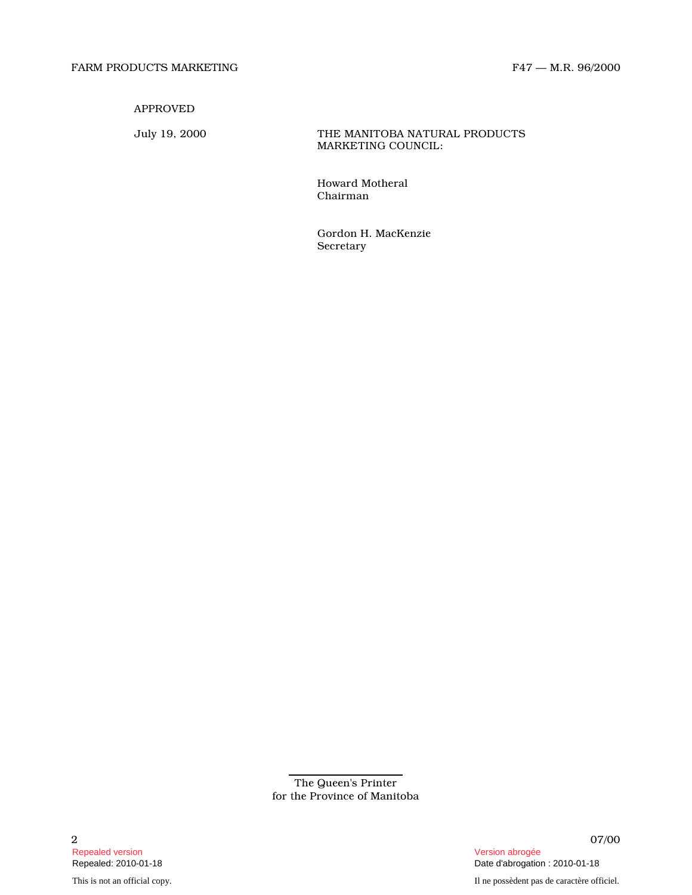APPROVED

July 19, 2000

THE MANITOBA NATURAL PRODUCTS MARKETING COUNCIL:

Howard Motheral
Chairman

Gordon H. MacKenzie
Secretary

The Queen's Printer
for the Province of Manitoba